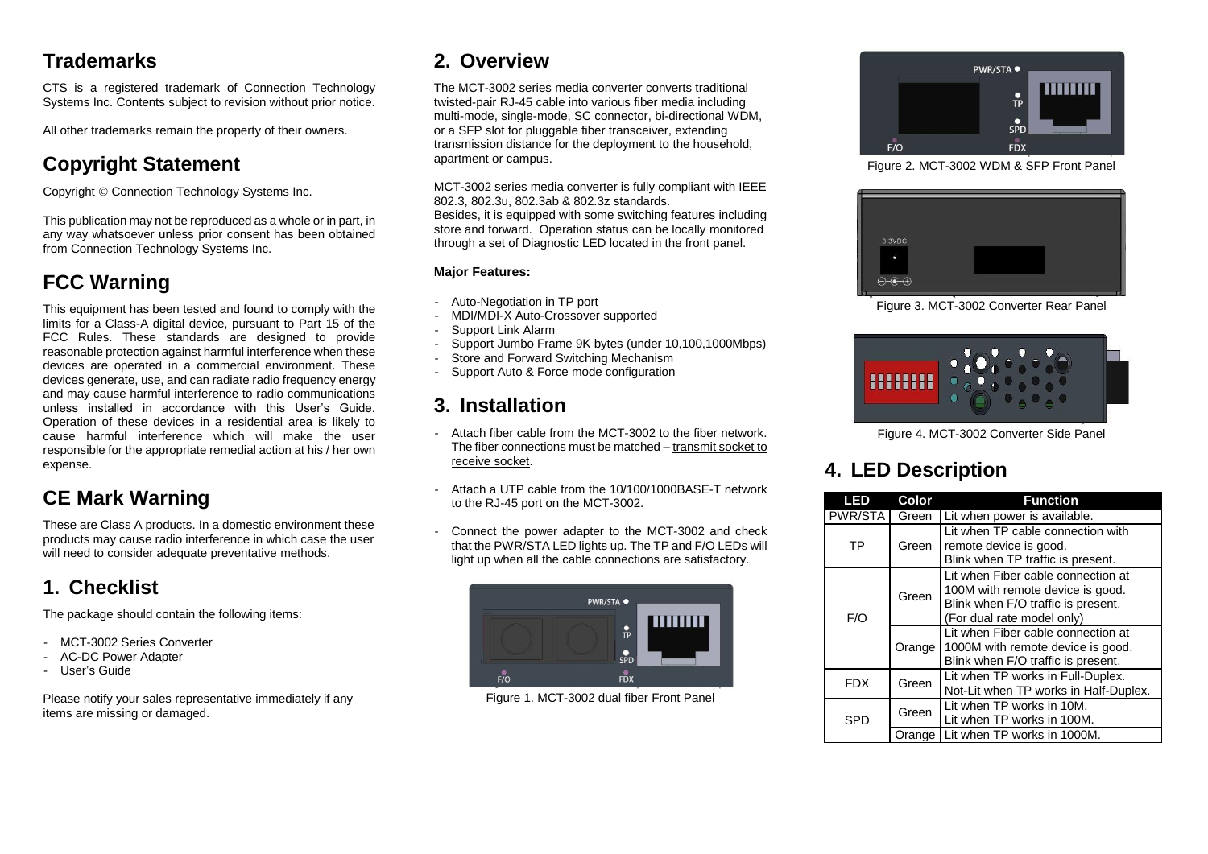## Trademarks

CTS is a registered trademark of Connection Technology Systems Inc. Contents subject to revision without prior notice.

All other trademarks remain the property of their owners.

## Copyright Statement

Copyright © Connection Technology Systems Inc.

This publication may not be reproduced as a whole or in part, in any way whatsoever unless prior consent has been obtained from Connection Technology Systems Inc.

## FCC Warning

This equipment has been tested and found to comply with the limits for a Class-A digital device, pursuant to Part 15 of the FCC Rules. These standards are designed to provide reasonable protection against harmful interference when these devices are operated in a commercial environment. These devices generate, use, and can radiate radio frequency energy and may cause harmful interference to radio communications unless installed in accordance with this User's Guide. Operation of these devices in a residential area is likely to cause harmful interference which will make the user responsible for the appropriate remedial action at his / her own expense.

## CE Mark Warning

These are Class A products. In a domestic environment these products may cause radio interference in which case the user will need to consider adequate preventative methods.

## 1. Checklist

The package should contain the following items:

- MCT-3002 Series Converter
- AC-DC Power Adapter
- User's Guide

Please notify your sales representative immediately if any items are missing or damaged.

## 2. Overview

The MCT-3002 series media converter converts traditional twisted-pair RJ-45 cable into various fiber media including multi-mode, single-mode, SC connector, bi-directional WDM, or a SFP slot for pluggable fiber transceiver, extending transmission distance for the deployment to the household, apartment or campus.

MCT-3002 series media converter is fully compliant with IEEE 802.3, 802.3u, 802.3ab & 802.3z standards.
Besides, it is equipped with some switching features including store and forward. Operation status can be locally monitored through a set of Diagnostic LED located in the front panel.

**Major Features:**

- Auto-Negotiation in TP port
- MDI/MDI-X Auto-Crossover supported
- Support Link Alarm
- Support Jumbo Frame 9K bytes (under 10,100,1000Mbps)
- Store and Forward Switching Mechanism
- Support Auto & Force mode configuration

## 3. Installation

- Attach fiber cable from the MCT-3002 to the fiber network. The fiber connections must be matched – transmit socket to receive socket.

- Attach a UTP cable from the 10/100/1000BASE-T network to the RJ-45 port on the MCT-3002.

- Connect the power adapter to the MCT-3002 and check that the PWR/STA LED lights up. The TP and F/O LEDs will light up when all the cable connections are satisfactory.

Figure 1. MCT-3002 dual fiber Front Panel

Figure 2. MCT-3002 WDM & SFP Front Panel

Figure 3. MCT-3002 Converter Rear Panel

Figure 4. MCT-3002 Converter Side Panel

## 4. LED Description

| LED | Color | Function |
|---|---|---|
| PWR/STA | Green | Lit when power is available. |
| TP | Green | Lit when TP cable connection with remote device is good.<br>Blink when TP traffic is present. |
| F/O | Green | Lit when Fiber cable connection at 100M with remote device is good.<br>Blink when F/O traffic is present.<br>(For dual rate model only) |
| | Orange | Lit when Fiber cable connection at 1000M with remote device is good.<br>Blink when F/O traffic is present. |
| FDX | Green | Lit when TP works in Full-Duplex.<br>Not-Lit when TP works in Half-Duplex. |
| SPD | Green | Lit when TP works in 10M.<br>Lit when TP works in 100M. |
| | Orange | Lit when TP works in 1000M. |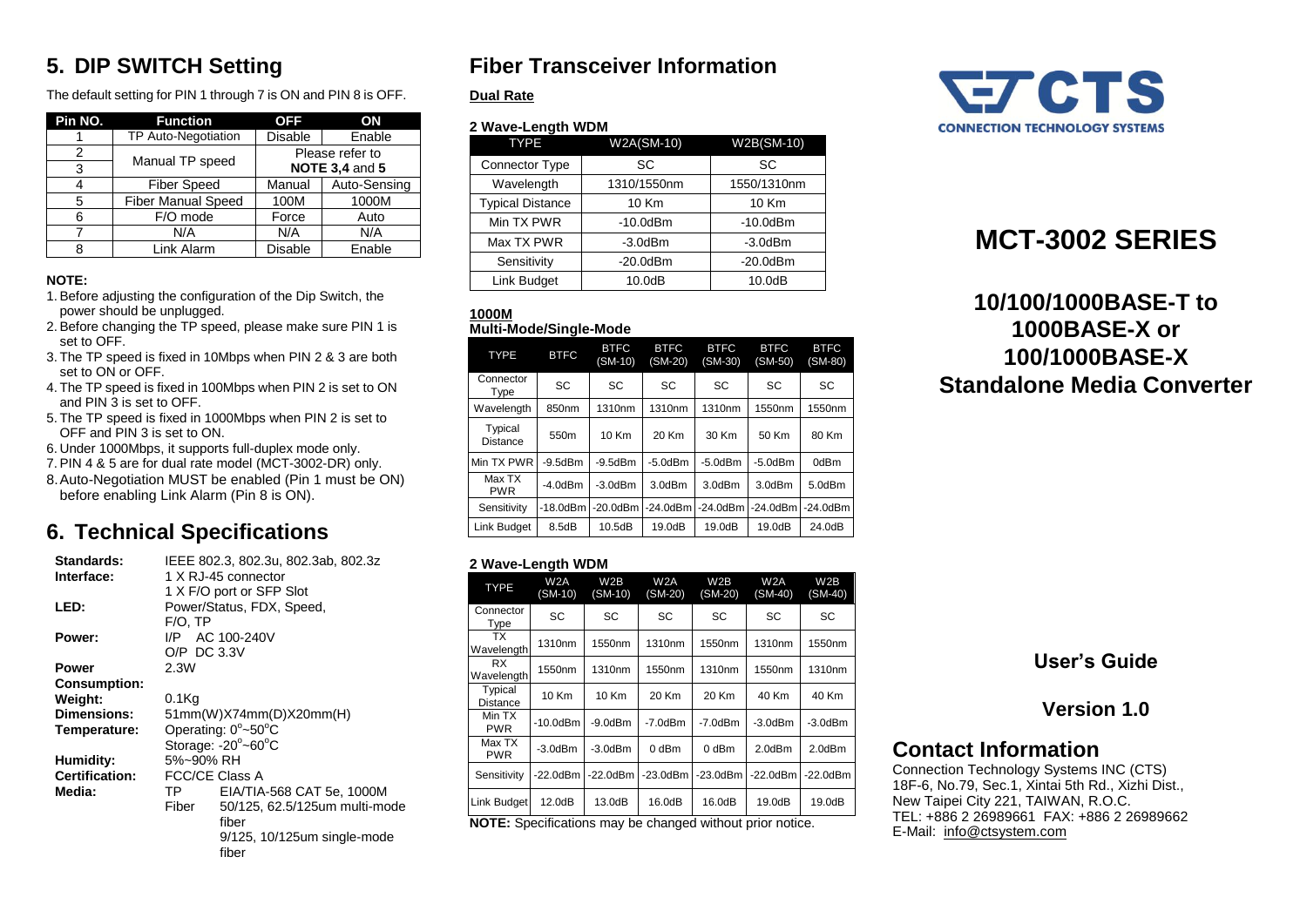## 5. DIP SWITCH Setting

The default setting for PIN 1 through 7 is ON and PIN 8 is OFF.

| Pin NO. | Function | OFF | ON |
|---|---|---|---|
| 1 | TP Auto-Negotiation | Disable | Enable |
| 2 | Manual TP speed | Please refer to **NOTE 3,4** and **5** | |
| 3 | | | |
| 4 | Fiber Speed | Manual | Auto-Sensing |
| 5 | Fiber Manual Speed | 100M | 1000M |
| 6 | F/O mode | Force | Auto |
| 7 | N/A | N/A | N/A |
| 8 | Link Alarm | Disable | Enable |

**NOTE:**

1. Before adjusting the configuration of the Dip Switch, the power should be unplugged.
2. Before changing the TP speed, please make sure PIN 1 is set to OFF.
3. The TP speed is fixed in 10Mbps when PIN 2 & 3 are both set to ON or OFF.
4. The TP speed is fixed in 100Mbps when PIN 2 is set to ON and PIN 3 is set to OFF.
5. The TP speed is fixed in 1000Mbps when PIN 2 is set to OFF and PIN 3 is set to ON.
6. Under 1000Mbps, it supports full-duplex mode only.
7. PIN 4 & 5 are for dual rate model (MCT-3002-DR) only.
8. Auto-Negotiation MUST be enabled (Pin 1 must be ON) before enabling Link Alarm (Pin 8 is ON).

## 6. Technical Specifications

**Standards:** IEEE 802.3, 802.3u, 802.3ab, 802.3z

**Interface:** 1 X RJ-45 connector
1 X F/O port or SFP Slot

**LED:** Power/Status, FDX, Speed, F/O, TP

**Power:** I/P AC 100-240V
O/P DC 3.3V

**Power Consumption:** 2.3W

**Weight:** 0.1Kg

**Dimensions:** 51mm(W)X74mm(D)X20mm(H)

**Temperature:** Operating: $0^{o}$~$50^{o}$C
Storage: $-20^{o}$~$60^{o}$C

**Humidity:** 5%~90% RH

**Certification:** FCC/CE Class A

**Media:** TP EIA/TIA-568 CAT 5e, 1000M
Fiber 50/125, 62.5/125um multi-mode fiber
9/125, 10/125um single-mode fiber

## Fiber Transceiver Information

**Dual Rate**

**2 Wave-Length WDM**

| TYPE | W2A(SM-10) | W2B(SM-10) |
|---|---|---|
| Connector Type | SC | SC |
| Wavelength | 1310/1550nm | 1550/1310nm |
| Typical Distance | 10 Km | 10 Km |
| Min TX PWR | -10.0dBm | -10.0dBm |
| Max TX PWR | -3.0dBm | -3.0dBm |
| Sensitivity | -20.0dBm | -20.0dBm |
| Link Budget | 10.0dB | 10.0dB |

**1000M**

**Multi-Mode/Single-Mode**

| TYPE | BTFC | BTFC (SM-10) | BTFC (SM-20) | BTFC (SM-30) | BTFC (SM-50) | BTFC (SM-80) |
|---|---|---|---|---|---|---|
| Connector Type | SC | SC | SC | SC | SC | SC |
| Wavelength | 850nm | 1310nm | 1310nm | 1310nm | 1550nm | 1550nm |
| Typical Distance | 550m | 10 Km | 20 Km | 30 Km | 50 Km | 80 Km |
| Min TX PWR | -9.5dBm | -9.5dBm | -5.0dBm | -5.0dBm | -5.0dBm | 0dBm |
| Max TX PWR | -4.0dBm | -3.0dBm | 3.0dBm | 3.0dBm | 3.0dBm | 5.0dBm |
| Sensitivity | -18.0dBm | -20.0dBm | -24.0dBm | -24.0dBm | -24.0dBm | -24.0dBm |
| Link Budget | 8.5dB | 10.5dB | 19.0dB | 19.0dB | 19.0dB | 24.0dB |

**2 Wave-Length WDM**

| TYPE | W2A (SM-10) | W2B (SM-10) | W2A (SM-20) | W2B (SM-20) | W2A (SM-40) | W2B (SM-40) |
|---|---|---|---|---|---|---|
| Connector Type | SC | SC | SC | SC | SC | SC |
| TX Wavelength | 1310nm | 1550nm | 1310nm | 1550nm | 1310nm | 1550nm |
| RX Wavelength | 1550nm | 1310nm | 1550nm | 1310nm | 1550nm | 1310nm |
| Typical Distance | 10 Km | 10 Km | 20 Km | 20 Km | 40 Km | 40 Km |
| Min TX PWR | -10.0dBm | -9.0dBm | -7.0dBm | -7.0dBm | -3.0dBm | -3.0dBm |
| Max TX PWR | -3.0dBm | -3.0dBm | 0 dBm | 0 dBm | 2.0dBm | 2.0dBm |
| Sensitivity | -22.0dBm | -22.0dBm | -23.0dBm | -23.0dBm | -22.0dBm | -22.0dBm |
| Link Budget | 12.0dB | 13.0dB | 16.0dB | 16.0dB | 19.0dB | 19.0dB |

**NOTE:** Specifications may be changed without prior notice.

CTS
CONNECTION TECHNOLOGY SYSTEMS

# MCT-3002 SERIES

## 10/100/1000BASE-T to 1000BASE-X or 100/1000BASE-X Standalone Media Converter

**User's Guide**

**Version 1.0**

## Contact Information

Connection Technology Systems INC (CTS)
18F-6, No.79, Sec.1, Xintai 5th Rd., Xizhi Dist.,
New Taipei City 221, TAIWAN, R.O.C.
TEL: +886 2 26989661 FAX: +886 2 26989662
E-Mail: info@ctsystem.com